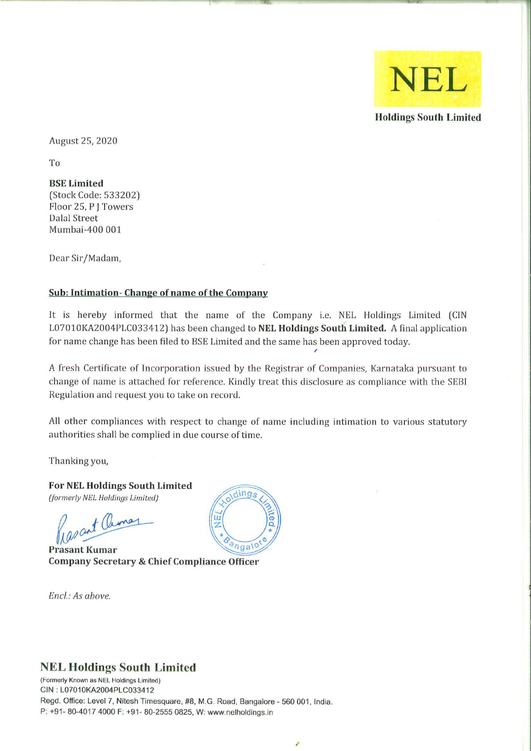**NEL**

**Holdings South Limited**

August 25, 2020

To

**BSE Limited**
(Stock Code: 533202)
Floor 25, P J Towers
Dalal Street
Mumbai-400 001

Dear Sir/Madam,

**Sub: Intimation- Change of name of the Company**

It is hereby informed that the name of the Company i.e. NEL Holdings Limited (CIN L07010KA2004PLC033412) has been changed to **NEL Holdings South Limited.** A final application for name change has been filed to BSE Limited and the same has been approved today.

A fresh Certificate of Incorporation issued by the Registrar of Companies, Karnataka pursuant to change of name is attached for reference. Kindly treat this disclosure as compliance with the SEBI Regulation and request you to take on record.

All other compliances with respect to change of name including intimation to various statutory authorities shall be complied in due course of time.

Thanking you,

**For NEL Holdings South Limited**
*(formerly NEL Holdings Limited)*

**Prasant Kumar**
**Company Secretary & Chief Compliance Officer**

*Encl.: As above.*

**NEL Holdings South Limited**
(Formerly Known as NEL Holdings Limited)
CIN : L07010KA2004PLC033412
Regd. Office: Level 7, Nitesh Timesquare, #8, M.G. Road, Bangalore - 560 001, India.
P: +91- 80-4017 4000 F: +91- 80-2555 0825, W: www.nelholdings.in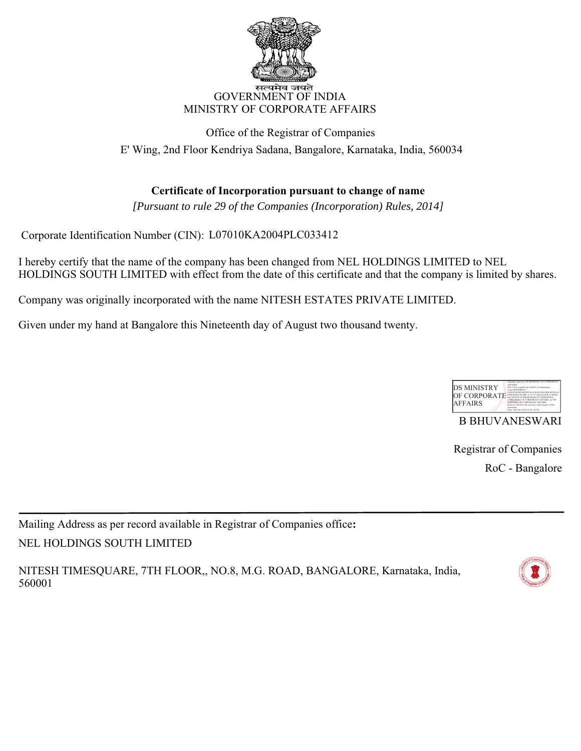सत्यमेव जयते

GOVERNMENT OF INDIA

MINISTRY OF CORPORATE AFFAIRS

Office of the Registrar of Companies

E' Wing, 2nd Floor Kendriya Sadana, Bangalore, Karnataka, India, 560034

## Certificate of Incorporation pursuant to change of name

*[Pursuant to rule 29 of the Companies (Incorporation) Rules, 2014]*

Corporate Identification Number (CIN): L07010KA2004PLC033412

I hereby certify that the name of the company has been changed from NEL HOLDINGS LIMITED to NEL HOLDINGS SOUTH LIMITED with effect from the date of this certificate and that the company is limited by shares.

Company was originally incorporated with the name NITESH ESTATES PRIVATE LIMITED.

Given under my hand at Bangalore this Nineteenth day of August two thousand twenty.

DS MINISTRY OF CORPORATE AFFAIRS

B BHUVANESWARI

Registrar of Companies

RoC - Bangalore

---

Mailing Address as per record available in Registrar of Companies office**:**

NEL HOLDINGS SOUTH LIMITED

NITESH TIMESQUARE, 7TH FLOOR,, NO.8, M.G. ROAD, BANGALORE, Karnataka, India, 560001